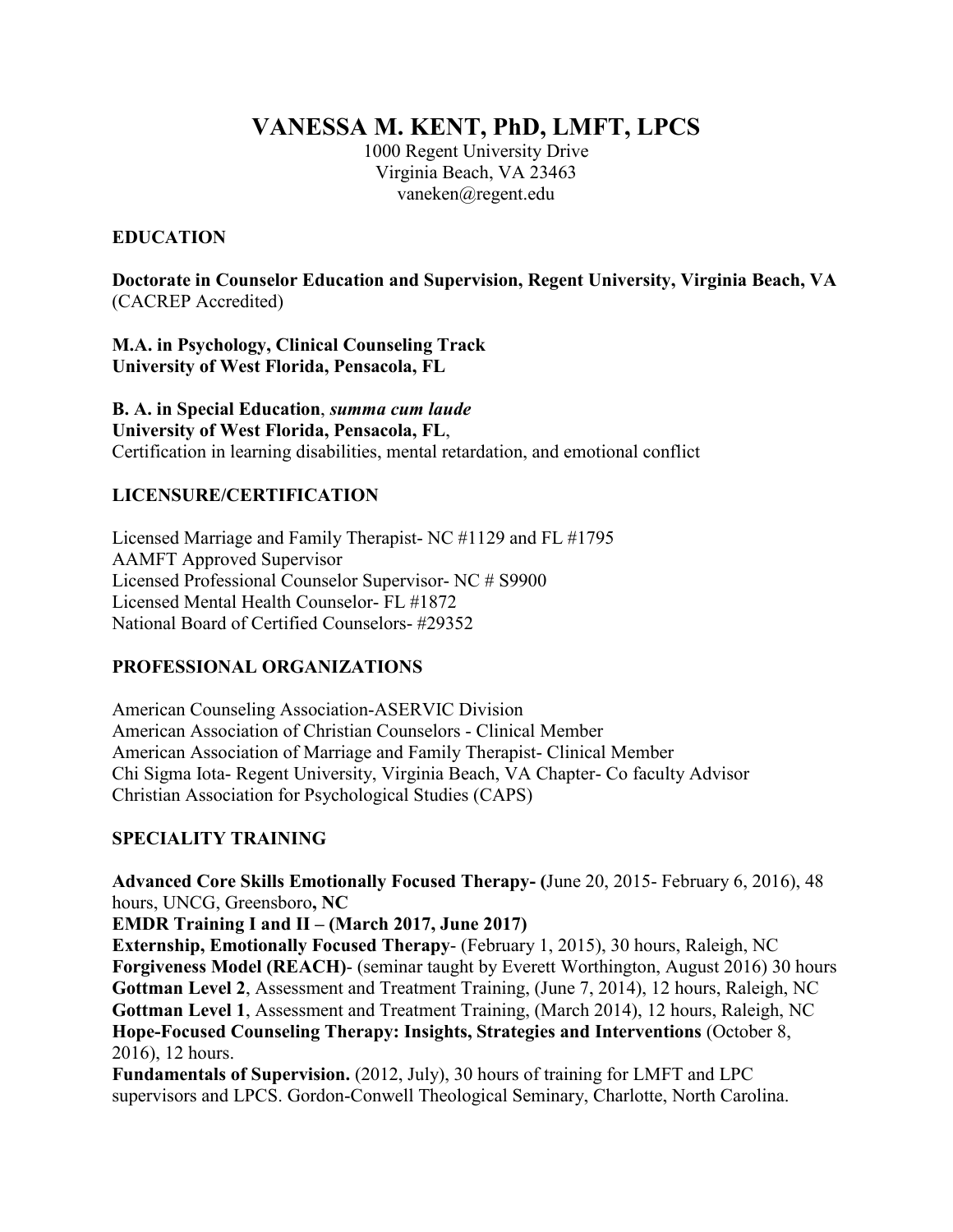# VANESSA M. KENT, PhD, LMFT, LPCS

1000 Regent University Drive
Virginia Beach, VA 23463
vaneken@regent.edu

## EDUCATION

**Doctorate in Counselor Education and Supervision, Regent University, Virginia Beach, VA**
(CACREP Accredited)

**M.A. in Psychology, Clinical Counseling Track**
**University of West Florida, Pensacola, FL**

**B. A. in Special Education**, ***summa cum laude***
**University of West Florida, Pensacola, FL**,
Certification in learning disabilities, mental retardation, and emotional conflict

## LICENSURE/CERTIFICATION

Licensed Marriage and Family Therapist- NC #1129 and FL #1795
AAMFT Approved Supervisor
Licensed Professional Counselor Supervisor- NC # S9900
Licensed Mental Health Counselor- FL #1872
National Board of Certified Counselors- #29352

## PROFESSIONAL ORGANIZATIONS

American Counseling Association-ASERVIC Division
American Association of Christian Counselors - Clinical Member
American Association of Marriage and Family Therapist- Clinical Member
Chi Sigma Iota- Regent University, Virginia Beach, VA Chapter- Co faculty Advisor
Christian Association for Psychological Studies (CAPS)

## SPECIALITY TRAINING

**Advanced Core Skills Emotionally Focused Therapy- (**June 20, 2015- February 6, 2016), 48 hours, UNCG, Greensboro**, NC**
**EMDR Training I and II – (March 2017, June 2017)**
**Externship, Emotionally Focused Therapy**- (February 1, 2015), 30 hours, Raleigh, NC
**Forgiveness Model (REACH)**- (seminar taught by Everett Worthington, August 2016) 30 hours
**Gottman Level 2**, Assessment and Treatment Training, (June 7, 2014), 12 hours, Raleigh, NC
**Gottman Level 1**, Assessment and Treatment Training, (March 2014), 12 hours, Raleigh, NC
**Hope-Focused Counseling Therapy: Insights, Strategies and Interventions** (October 8, 2016), 12 hours.
**Fundamentals of Supervision.** (2012, July), 30 hours of training for LMFT and LPC supervisors and LPCS. Gordon-Conwell Theological Seminary, Charlotte, North Carolina.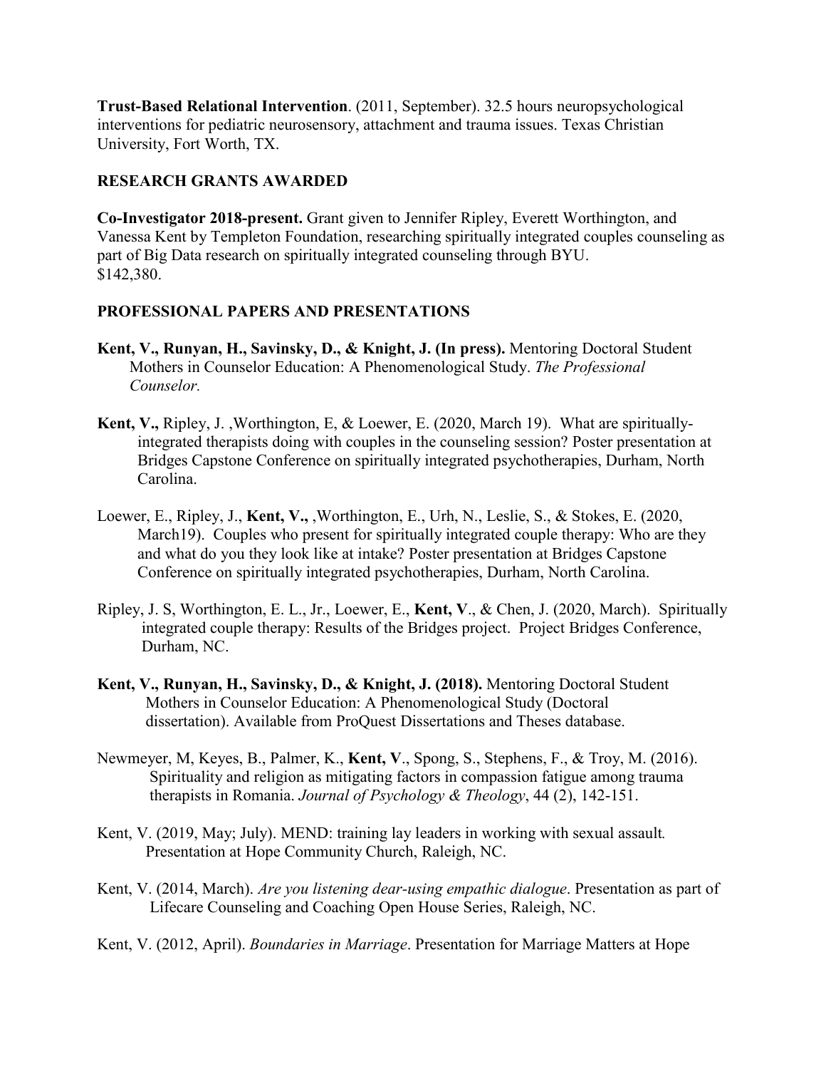**Trust-Based Relational Intervention**. (2011, September). 32.5 hours neuropsychological interventions for pediatric neurosensory, attachment and trauma issues. Texas Christian University, Fort Worth, TX.

## RESEARCH GRANTS AWARDED

**Co-Investigator 2018-present.** Grant given to Jennifer Ripley, Everett Worthington, and Vanessa Kent by Templeton Foundation, researching spiritually integrated couples counseling as part of Big Data research on spiritually integrated counseling through BYU. $142,380.

## PROFESSIONAL PAPERS AND PRESENTATIONS

**Kent, V., Runyan, H., Savinsky, D., & Knight, J. (In press).** Mentoring Doctoral Student Mothers in Counselor Education: A Phenomenological Study. *The Professional Counselor.*

**Kent, V.,** Ripley, J. ,Worthington, E, & Loewer, E. (2020, March 19). What are spiritually-integrated therapists doing with couples in the counseling session? Poster presentation at Bridges Capstone Conference on spiritually integrated psychotherapies, Durham, North Carolina.

Loewer, E., Ripley, J., **Kent, V.,** ,Worthington, E., Urh, N., Leslie, S., & Stokes, E. (2020, March19). Couples who present for spiritually integrated couple therapy: Who are they and what do you they look like at intake? Poster presentation at Bridges Capstone Conference on spiritually integrated psychotherapies, Durham, North Carolina.

Ripley, J. S, Worthington, E. L., Jr., Loewer, E., **Kent, V**., & Chen, J. (2020, March). Spiritually integrated couple therapy: Results of the Bridges project. Project Bridges Conference, Durham, NC.

**Kent, V., Runyan, H., Savinsky, D., & Knight, J. (2018).** Mentoring Doctoral Student Mothers in Counselor Education: A Phenomenological Study (Doctoral dissertation). Available from ProQuest Dissertations and Theses database.

Newmeyer, M, Keyes, B., Palmer, K., **Kent, V**., Spong, S., Stephens, F., & Troy, M. (2016). Spirituality and religion as mitigating factors in compassion fatigue among trauma therapists in Romania. *Journal of Psychology & Theology*, 44 (2), 142-151.

Kent, V. (2019, May; July). MEND: training lay leaders in working with sexual assault*.* Presentation at Hope Community Church, Raleigh, NC.

Kent, V. (2014, March). *Are you listening dear-using empathic dialogue*. Presentation as part of Lifecare Counseling and Coaching Open House Series, Raleigh, NC.

Kent, V. (2012, April). *Boundaries in Marriage*. Presentation for Marriage Matters at Hope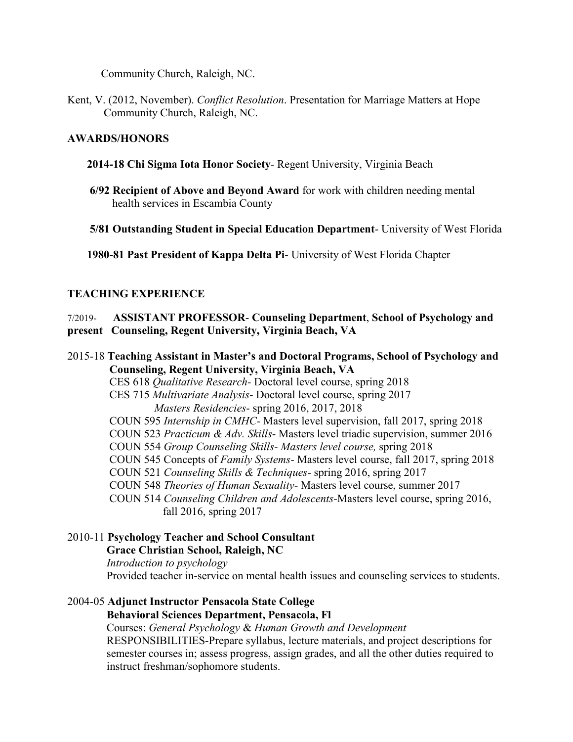Community Church, Raleigh, NC.

Kent, V. (2012, November). *Conflict Resolution*. Presentation for Marriage Matters at Hope Community Church, Raleigh, NC.

## AWARDS/HONORS

**2014-18 Chi Sigma Iota Honor Society**- Regent University, Virginia Beach

**6/92 Recipient of Above and Beyond Award** for work with children needing mental health services in Escambia County

**5/81 Outstanding Student in Special Education Department**- University of West Florida

**1980-81 Past President of Kappa Delta Pi**- University of West Florida Chapter

## TEACHING EXPERIENCE

7/2019- **present** **ASSISTANT PROFESSOR- Counseling Department**, **School of Psychology and Counseling, Regent University, Virginia Beach, VA**

2015-18 **Teaching Assistant in Master's and Doctoral Programs, School of Psychology and Counseling, Regent University, Virginia Beach, VA**
CES 618 *Qualitative Research*- Doctoral level course, spring 2018
CES 715 *Multivariate Analysis*- Doctoral level course, spring 2017
*Masters Residencies*- spring 2016, 2017, 2018
COUN 595 *Internship in CMHC*- Masters level supervision, fall 2017, spring 2018
COUN 523 *Practicum & Adv. Skills*- Masters level triadic supervision, summer 2016
COUN 554 *Group Counseling Skills- Masters level course,* spring 2018
COUN 545 Concepts of *Family Systems*- Masters level course, fall 2017, spring 2018
COUN 521 *Counseling Skills & Techniques*- spring 2016, spring 2017
COUN 548 *Theories of Human Sexuality*- Masters level course, summer 2017
COUN 514 *Counseling Children and Adolescents*-Masters level course, spring 2016, fall 2016, spring 2017

2010-11 **Psychology Teacher and School Consultant**
**Grace Christian School, Raleigh, NC**
*Introduction to psychology*
Provided teacher in-service on mental health issues and counseling services to students.

2004-05 **Adjunct Instructor Pensacola State College**
**Behavioral Sciences Department, Pensacola, Fl**
Courses: *General Psychology* & *Human Growth and Development*
RESPONSIBILITIES-Prepare syllabus, lecture materials, and project descriptions for semester courses in; assess progress, assign grades, and all the other duties required to instruct freshman/sophomore students.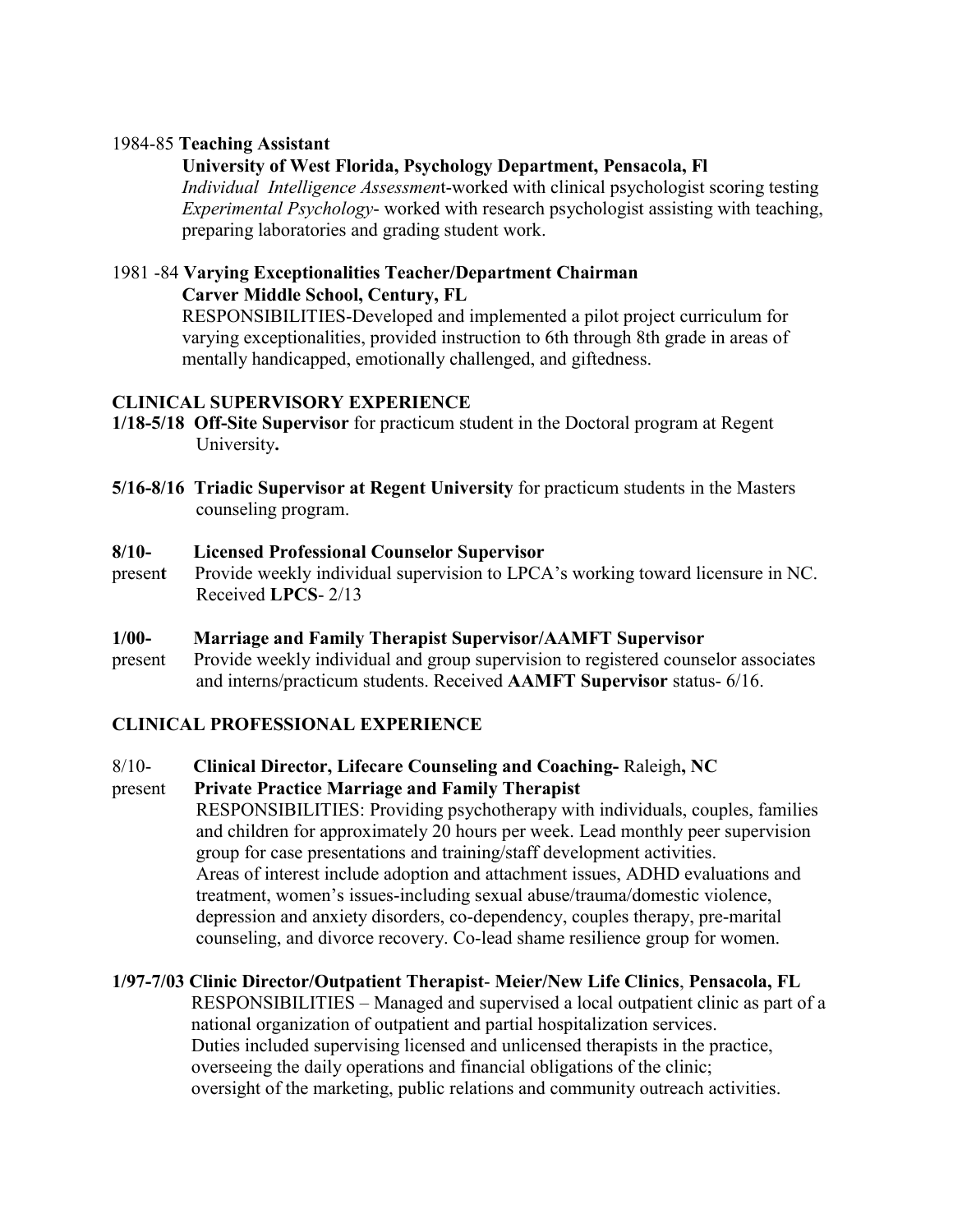1984-85 **Teaching Assistant**

**University of West Florida, Psychology Department, Pensacola, Fl**

*Individual Intelligence Assessment*-worked with clinical psychologist scoring testing

*Experimental Psychology*- worked with research psychologist assisting with teaching, preparing laboratories and grading student work.

1981 -84 **Varying Exceptionalities Teacher/Department Chairman**

**Carver Middle School, Century, FL**

RESPONSIBILITIES-Developed and implemented a pilot project curriculum for varying exceptionalities, provided instruction to 6th through 8th grade in areas of mentally handicapped, emotionally challenged, and giftedness.

## CLINICAL SUPERVISORY EXPERIENCE

**1/18-5/18 Off-Site Supervisor** for practicum student in the Doctoral program at Regent University**.**

**5/16-8/16 Triadic Supervisor at Regent University** for practicum students in the Masters counseling program.

**8/10-present Licensed Professional Counselor Supervisor**

Provide weekly individual supervision to LPCA's working toward licensure in NC. Received **LPCS**- 2/13

**1/00-present Marriage and Family Therapist Supervisor/AAMFT Supervisor**

Provide weekly individual and group supervision to registered counselor associates and interns/practicum students. Received **AAMFT Supervisor** status- 6/16.

## CLINICAL PROFESSIONAL EXPERIENCE

8/10-present **Clinical Director, Lifecare Counseling and Coaching-** Raleigh**, NC**

**Private Practice Marriage and Family Therapist**

RESPONSIBILITIES: Providing psychotherapy with individuals, couples, families and children for approximately 20 hours per week. Lead monthly peer supervision group for case presentations and training/staff development activities.

Areas of interest include adoption and attachment issues, ADHD evaluations and treatment, women's issues-including sexual abuse/trauma/domestic violence, depression and anxiety disorders, co-dependency, couples therapy, pre-marital counseling, and divorce recovery. Co-lead shame resilience group for women.

**1/97-7/03 Clinic Director/Outpatient Therapist- Meier/New Life Clinics**, **Pensacola, FL**

RESPONSIBILITIES – Managed and supervised a local outpatient clinic as part of a national organization of outpatient and partial hospitalization services.

Duties included supervising licensed and unlicensed therapists in the practice, overseeing the daily operations and financial obligations of the clinic; oversight of the marketing, public relations and community outreach activities.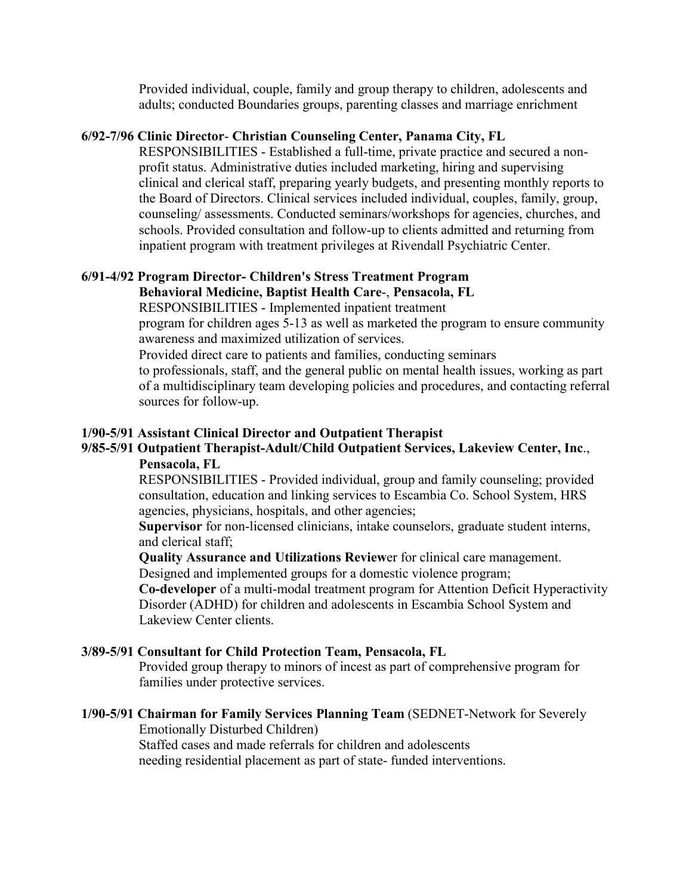Provided individual, couple, family and group therapy to children, adolescents and adults; conducted Boundaries groups, parenting classes and marriage enrichment

**6/92-7/96 Clinic Director- Christian Counseling Center, Panama City, FL**

RESPONSIBILITIES - Established a full-time, private practice and secured a non-profit status. Administrative duties included marketing, hiring and supervising clinical and clerical staff, preparing yearly budgets, and presenting monthly reports to the Board of Directors. Clinical services included individual, couples, family, group, counseling/ assessments. Conducted seminars/workshops for agencies, churches, and schools. Provided consultation and follow-up to clients admitted and returning from inpatient program with treatment privileges at Rivendall Psychiatric Center.

**6/91-4/92 Program Director- Children's Stress Treatment Program**
**Behavioral Medicine, Baptist Health Care-, Pensacola, FL**

RESPONSIBILITIES - Implemented inpatient treatment
program for children ages 5-13 as well as marketed the program to ensure community awareness and maximized utilization of services.
Provided direct care to patients and families, conducting seminars
to professionals, staff, and the general public on mental health issues, working as part of a multidisciplinary team developing policies and procedures, and contacting referral sources for follow-up.

**1/90-5/91 Assistant Clinical Director and Outpatient Therapist**
**9/85-5/91 Outpatient Therapist-Adult/Child Outpatient Services, Lakeview Center, Inc., Pensacola, FL**

RESPONSIBILITIES - Provided individual, group and family counseling; provided consultation, education and linking services to Escambia Co. School System, HRS agencies, physicians, hospitals, and other agencies;
**Supervisor** for non-licensed clinicians, intake counselors, graduate student interns, and clerical staff;
**Quality Assurance and Utilizations Review**er for clinical care management.
Designed and implemented groups for a domestic violence program;
**Co-developer** of a multi-modal treatment program for Attention Deficit Hyperactivity Disorder (ADHD) for children and adolescents in Escambia School System and Lakeview Center clients.

**3/89-5/91 Consultant for Child Protection Team, Pensacola, FL**

Provided group therapy to minors of incest as part of comprehensive program for families under protective services.

**1/90-5/91 Chairman for Family Services Planning Team** (SEDNET-Network for Severely Emotionally Disturbed Children)

Staffed cases and made referrals for children and adolescents
needing residential placement as part of state- funded interventions.